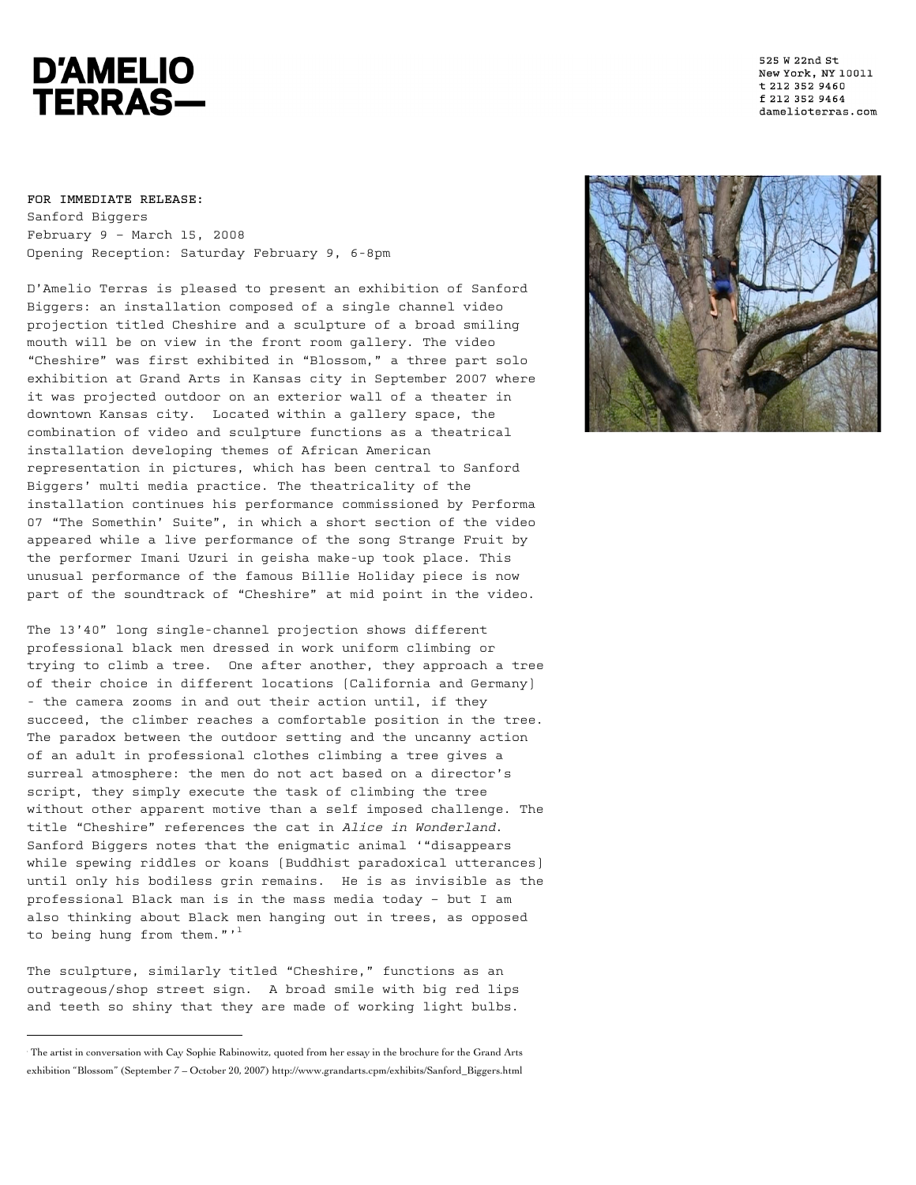# D'AMELIO TERRAS—

525 W 22nd St
New York, NY 10011
t 212 352 9460
f 212 352 9464
damelioterras.com

**FOR IMMEDIATE RELEASE:**
Sanford Biggers
February 9 – March 15, 2008
Opening Reception: Saturday February 9, 6-8pm

D'Amelio Terras is pleased to present an exhibition of Sanford Biggers: an installation composed of a single channel video projection titled Cheshire and a sculpture of a broad smiling mouth will be on view in the front room gallery. The video "Cheshire" was first exhibited in "Blossom," a three part solo exhibition at Grand Arts in Kansas city in September 2007 where it was projected outdoor on an exterior wall of a theater in downtown Kansas city. Located within a gallery space, the combination of video and sculpture functions as a theatrical installation developing themes of African American representation in pictures, which has been central to Sanford Biggers' multi media practice. The theatricality of the installation continues his performance commissioned by Performa 07 "The Somethin' Suite", in which a short section of the video appeared while a live performance of the song Strange Fruit by the performer Imani Uzuri in geisha make-up took place. This unusual performance of the famous Billie Holiday piece is now part of the soundtrack of "Cheshire" at mid point in the video.

The 13'40" long single-channel projection shows different professional black men dressed in work uniform climbing or trying to climb a tree. One after another, they approach a tree of their choice in different locations (California and Germany) - the camera zooms in and out their action until, if they succeed, the climber reaches a comfortable position in the tree. The paradox between the outdoor setting and the uncanny action of an adult in professional clothes climbing a tree gives a surreal atmosphere: the men do not act based on a director's script, they simply execute the task of climbing the tree without other apparent motive than a self imposed challenge. The title "Cheshire" references the cat in *Alice in Wonderland*. Sanford Biggers notes that the enigmatic animal '"disappears while spewing riddles or koans (Buddhist paradoxical utterances) until only his bodiless grin remains. He is as invisible as the professional Black man is in the mass media today – but I am also thinking about Black men hanging out in trees, as opposed to being hung from them."'[1]

The sculpture, similarly titled "Cheshire," functions as an outrageous/shop street sign. A broad smile with big red lips and teeth so shiny that they are made of working light bulbs.

---

[1] The artist in conversation with Cay Sophie Rabinowitz, quoted from her essay in the brochure for the Grand Arts exhibition "Blossom" (September 7 – October 20, 2007) http://www.grandarts.cpm/exhibits/Sanford_Biggers.html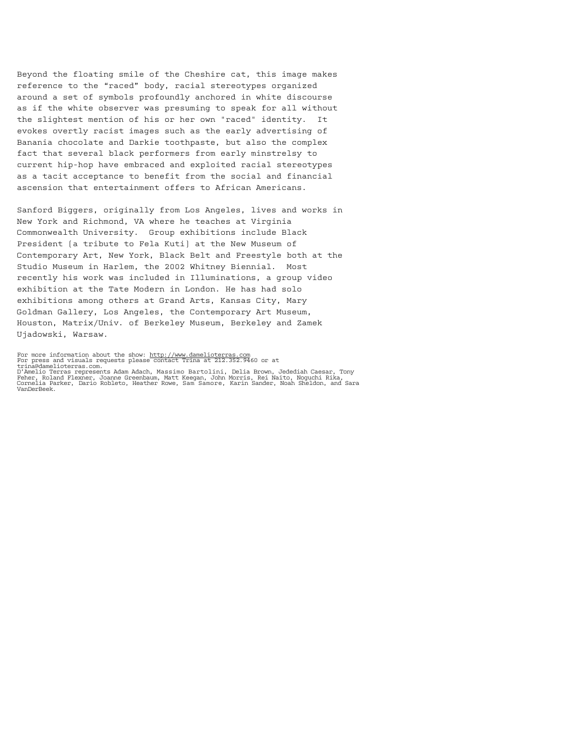Beyond the floating smile of the Cheshire cat, this image makes reference to the “raced” body, racial stereotypes organized around a set of symbols profoundly anchored in white discourse as if the white observer was presuming to speak for all without the slightest mention of his or her own "raced" identity. It evokes overtly racist images such as the early advertising of Banania chocolate and Darkie toothpaste, but also the complex fact that several black performers from early minstrelsy to current hip-hop have embraced and exploited racial stereotypes as a tacit acceptance to benefit from the social and financial ascension that entertainment offers to African Americans.

Sanford Biggers, originally from Los Angeles, lives and works in New York and Richmond, VA where he teaches at Virginia Commonwealth University. Group exhibitions include Black President (a tribute to Fela Kuti) at the New Museum of Contemporary Art, New York, Black Belt and Freestyle both at the Studio Museum in Harlem, the 2002 Whitney Biennial. Most recently his work was included in Illuminations, a group video exhibition at the Tate Modern in London. He has had solo exhibitions among others at Grand Arts, Kansas City, Mary Goldman Gallery, Los Angeles, the Contemporary Art Museum, Houston, Matrix/Univ. of Berkeley Museum, Berkeley and Zamek Ujadowski, Warsaw.

For more information about the show: http://www.damelioterras.com
For press and visuals requests please contact Trina at 212.352.9460 or at trina@damelioterras.com.
D’Amelio Terras represents Adam Adach, Massimo Bartolini, Delia Brown, Jedediah Caesar, Tony Feher, Roland Flexner, Joanne Greenbaum, Matt Keegan, John Morris, Rei Naito, Noguchi Rika, Cornelia Parker, Dario Robleto, Heather Rowe, Sam Samore, Karin Sander, Noah Sheldon, and Sara VanDerBeek.